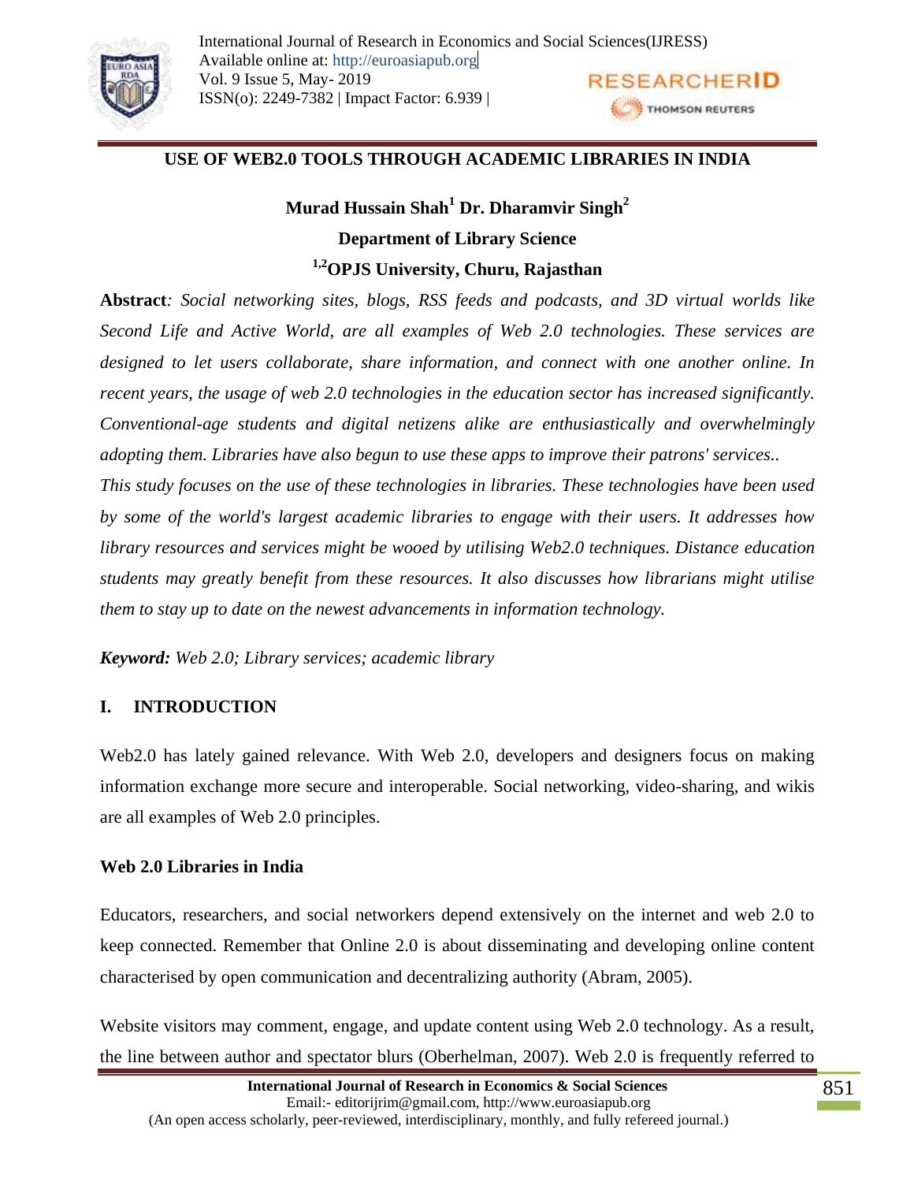# USE OF WEB2.0 TOOLS THROUGH ACADEMIC LIBRARIES IN INDIA

**Murad Hussain Shah[1] Dr. Dharamvir Singh[2]**

**Department of Library Science**

**[1,2]OPJS University, Churu, Rajasthan**

**Abstract***: Social networking sites, blogs, RSS feeds and podcasts, and 3D virtual worlds like Second Life and Active World, are all examples of Web 2.0 technologies. These services are designed to let users collaborate, share information, and connect with one another online. In recent years, the usage of web 2.0 technologies in the education sector has increased significantly. Conventional-age students and digital netizens alike are enthusiastically and overwhelmingly adopting them. Libraries have also begun to use these apps to improve their patrons' services..*

*This study focuses on the use of these technologies in libraries. These technologies have been used by some of the world's largest academic libraries to engage with their users. It addresses how library resources and services might be wooed by utilising Web2.0 techniques. Distance education students may greatly benefit from these resources. It also discusses how librarians might utilise them to stay up to date on the newest advancements in information technology.*

***Keyword:*** *Web 2.0; Library services; academic library*

## I. INTRODUCTION

Web2.0 has lately gained relevance. With Web 2.0, developers and designers focus on making information exchange more secure and interoperable. Social networking, video-sharing, and wikis are all examples of Web 2.0 principles.

### Web 2.0 Libraries in India

Educators, researchers, and social networkers depend extensively on the internet and web 2.0 to keep connected. Remember that Online 2.0 is about disseminating and developing online content characterised by open communication and decentralizing authority (Abram, 2005).

Website visitors may comment, engage, and update content using Web 2.0 technology. As a result, the line between author and spectator blurs (Oberhelman, 2007). Web 2.0 is frequently referred to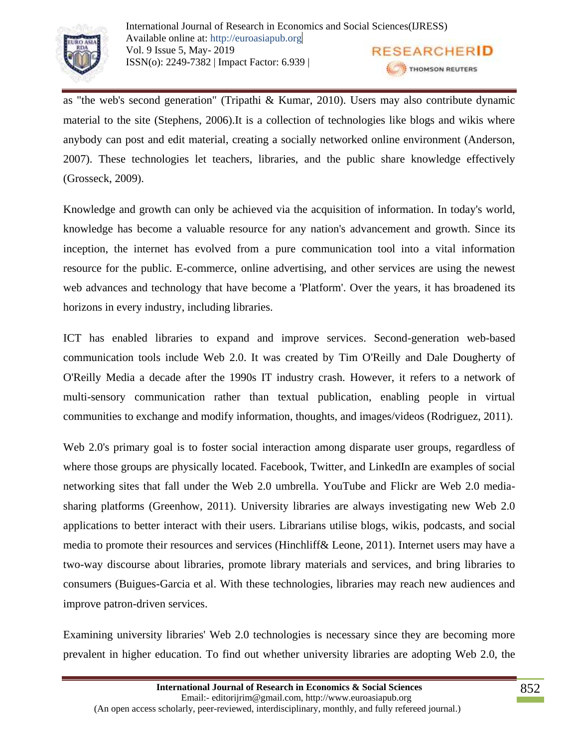as "the web's second generation" (Tripathi & Kumar, 2010). Users may also contribute dynamic material to the site (Stephens, 2006).It is a collection of technologies like blogs and wikis where anybody can post and edit material, creating a socially networked online environment (Anderson, 2007). These technologies let teachers, libraries, and the public share knowledge effectively (Grosseck, 2009).

Knowledge and growth can only be achieved via the acquisition of information. In today's world, knowledge has become a valuable resource for any nation's advancement and growth. Since its inception, the internet has evolved from a pure communication tool into a vital information resource for the public. E-commerce, online advertising, and other services are using the newest web advances and technology that have become a 'Platform'. Over the years, it has broadened its horizons in every industry, including libraries.

ICT has enabled libraries to expand and improve services. Second-generation web-based communication tools include Web 2.0. It was created by Tim O'Reilly and Dale Dougherty of O'Reilly Media a decade after the 1990s IT industry crash. However, it refers to a network of multi-sensory communication rather than textual publication, enabling people in virtual communities to exchange and modify information, thoughts, and images/videos (Rodriguez, 2011).

Web 2.0's primary goal is to foster social interaction among disparate user groups, regardless of where those groups are physically located. Facebook, Twitter, and LinkedIn are examples of social networking sites that fall under the Web 2.0 umbrella. YouTube and Flickr are Web 2.0 media-sharing platforms (Greenhow, 2011). University libraries are always investigating new Web 2.0 applications to better interact with their users. Librarians utilise blogs, wikis, podcasts, and social media to promote their resources and services (Hinchliff& Leone, 2011). Internet users may have a two-way discourse about libraries, promote library materials and services, and bring libraries to consumers (Buigues-Garcia et al. With these technologies, libraries may reach new audiences and improve patron-driven services.

Examining university libraries' Web 2.0 technologies is necessary since they are becoming more prevalent in higher education. To find out whether university libraries are adopting Web 2.0, the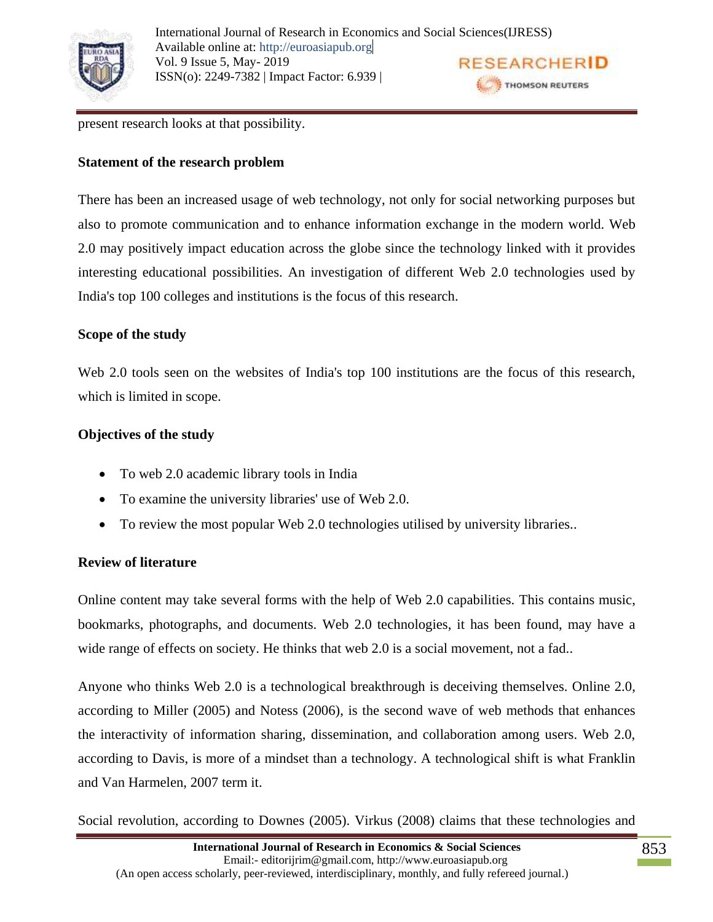present research looks at that possibility.

**Statement of the research problem**

There has been an increased usage of web technology, not only for social networking purposes but also to promote communication and to enhance information exchange in the modern world. Web 2.0 may positively impact education across the globe since the technology linked with it provides interesting educational possibilities. An investigation of different Web 2.0 technologies used by India's top 100 colleges and institutions is the focus of this research.

**Scope of the study**

Web 2.0 tools seen on the websites of India's top 100 institutions are the focus of this research, which is limited in scope.

**Objectives of the study**

- To web 2.0 academic library tools in India
- To examine the university libraries' use of Web 2.0.
- To review the most popular Web 2.0 technologies utilised by university libraries..

**Review of literature**

Online content may take several forms with the help of Web 2.0 capabilities. This contains music, bookmarks, photographs, and documents. Web 2.0 technologies, it has been found, may have a wide range of effects on society. He thinks that web 2.0 is a social movement, not a fad..

Anyone who thinks Web 2.0 is a technological breakthrough is deceiving themselves. Online 2.0, according to Miller (2005) and Notess (2006), is the second wave of web methods that enhances the interactivity of information sharing, dissemination, and collaboration among users. Web 2.0, according to Davis, is more of a mindset than a technology. A technological shift is what Franklin and Van Harmelen, 2007 term it.

Social revolution, according to Downes (2005). Virkus (2008) claims that these technologies and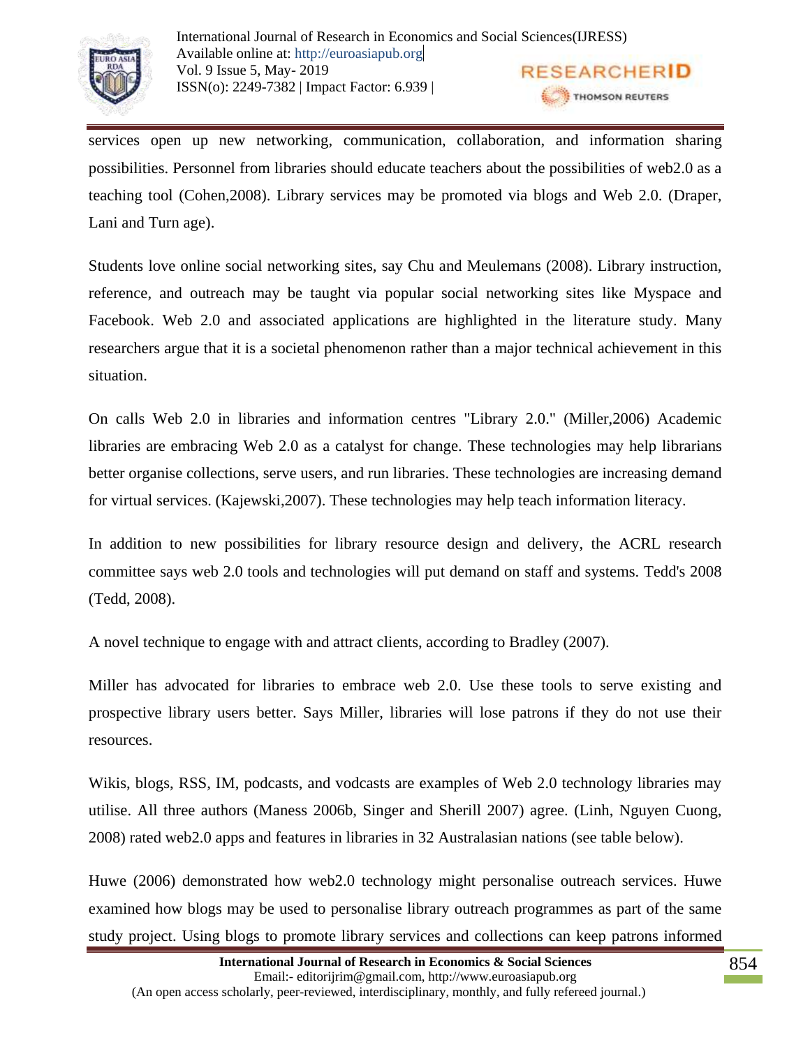services open up new networking, communication, collaboration, and information sharing possibilities. Personnel from libraries should educate teachers about the possibilities of web2.0 as a teaching tool (Cohen,2008). Library services may be promoted via blogs and Web 2.0. (Draper, Lani and Turn age).

Students love online social networking sites, say Chu and Meulemans (2008). Library instruction, reference, and outreach may be taught via popular social networking sites like Myspace and Facebook. Web 2.0 and associated applications are highlighted in the literature study. Many researchers argue that it is a societal phenomenon rather than a major technical achievement in this situation.

On calls Web 2.0 in libraries and information centres "Library 2.0." (Miller,2006) Academic libraries are embracing Web 2.0 as a catalyst for change. These technologies may help librarians better organise collections, serve users, and run libraries. These technologies are increasing demand for virtual services. (Kajewski,2007). These technologies may help teach information literacy.

In addition to new possibilities for library resource design and delivery, the ACRL research committee says web 2.0 tools and technologies will put demand on staff and systems. Tedd's 2008 (Tedd, 2008).

A novel technique to engage with and attract clients, according to Bradley (2007).

Miller has advocated for libraries to embrace web 2.0. Use these tools to serve existing and prospective library users better. Says Miller, libraries will lose patrons if they do not use their resources.

Wikis, blogs, RSS, IM, podcasts, and vodcasts are examples of Web 2.0 technology libraries may utilise. All three authors (Maness 2006b, Singer and Sherill 2007) agree. (Linh, Nguyen Cuong, 2008) rated web2.0 apps and features in libraries in 32 Australasian nations (see table below).

Huwe (2006) demonstrated how web2.0 technology might personalise outreach services. Huwe examined how blogs may be used to personalise library outreach programmes as part of the same study project. Using blogs to promote library services and collections can keep patrons informed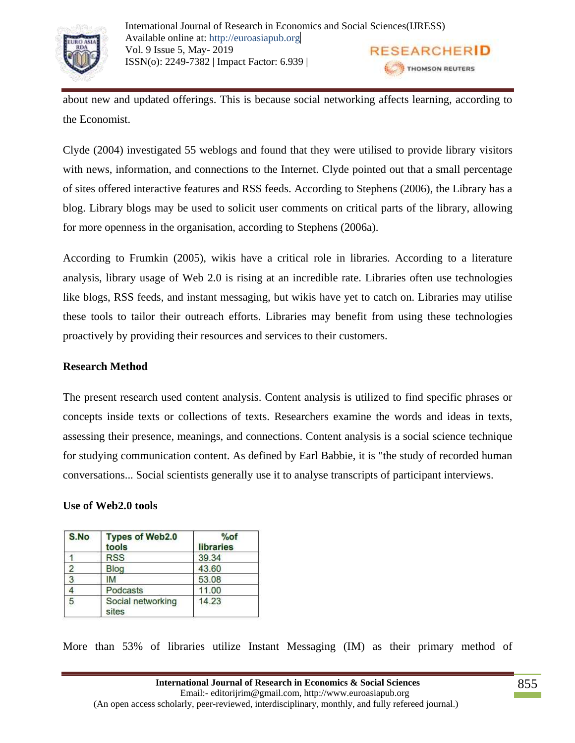about new and updated offerings. This is because social networking affects learning, according to the Economist.

Clyde (2004) investigated 55 weblogs and found that they were utilised to provide library visitors with news, information, and connections to the Internet. Clyde pointed out that a small percentage of sites offered interactive features and RSS feeds. According to Stephens (2006), the Library has a blog. Library blogs may be used to solicit user comments on critical parts of the library, allowing for more openness in the organisation, according to Stephens (2006a).

According to Frumkin (2005), wikis have a critical role in libraries. According to a literature analysis, library usage of Web 2.0 is rising at an incredible rate. Libraries often use technologies like blogs, RSS feeds, and instant messaging, but wikis have yet to catch on. Libraries may utilise these tools to tailor their outreach efforts. Libraries may benefit from using these technologies proactively by providing their resources and services to their customers.

**Research Method**

The present research used content analysis. Content analysis is utilized to find specific phrases or concepts inside texts or collections of texts. Researchers examine the words and ideas in texts, assessing their presence, meanings, and connections. Content analysis is a social science technique for studying communication content. As defined by Earl Babbie, it is "the study of recorded human conversations... Social scientists generally use it to analyse transcripts of participant interviews.

**Use of Web2.0 tools**

| S.No | Types of Web2.0 tools | %of libraries |
|---|---|---|
| 1 | RSS | 39.34 |
| 2 | Blog | 43.60 |
| 3 | IM | 53.08 |
| 4 | Podcasts | 11.00 |
| 5 | Social networking sites | 14.23 |

More than 53% of libraries utilize Instant Messaging (IM) as their primary method of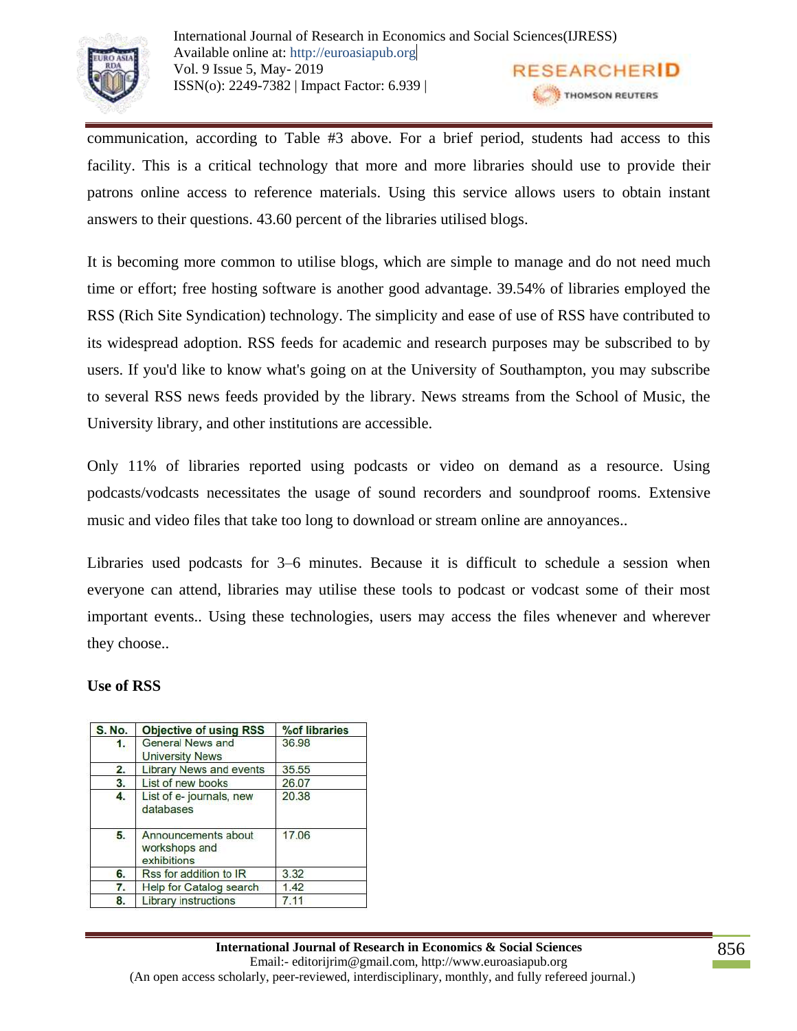communication, according to Table #3 above. For a brief period, students had access to this facility. This is a critical technology that more and more libraries should use to provide their patrons online access to reference materials. Using this service allows users to obtain instant answers to their questions. 43.60 percent of the libraries utilised blogs.

It is becoming more common to utilise blogs, which are simple to manage and do not need much time or effort; free hosting software is another good advantage. 39.54% of libraries employed the RSS (Rich Site Syndication) technology. The simplicity and ease of use of RSS have contributed to its widespread adoption. RSS feeds for academic and research purposes may be subscribed to by users. If you'd like to know what's going on at the University of Southampton, you may subscribe to several RSS news feeds provided by the library. News streams from the School of Music, the University library, and other institutions are accessible.

Only 11% of libraries reported using podcasts or video on demand as a resource. Using podcasts/vodcasts necessitates the usage of sound recorders and soundproof rooms. Extensive music and video files that take too long to download or stream online are annoyances..

Libraries used podcasts for 3–6 minutes. Because it is difficult to schedule a session when everyone can attend, libraries may utilise these tools to podcast or vodcast some of their most important events.. Using these technologies, users may access the files whenever and wherever they choose..

**Use of RSS**

| S. No. | Objective of using RSS | %of libraries |
|---|---|---|
| 1. | General News and University News | 36.98 |
| 2. | Library News and events | 35.55 |
| 3. | List of new books | 26.07 |
| 4. | List of e- journals, new databases | 20.38 |
| 5. | Announcements about workshops and exhibitions | 17.06 |
| 6. | Rss for addition to IR | 3.32 |
| 7. | Help for Catalog search | 1.42 |
| 8. | Library instructions | 7.11 |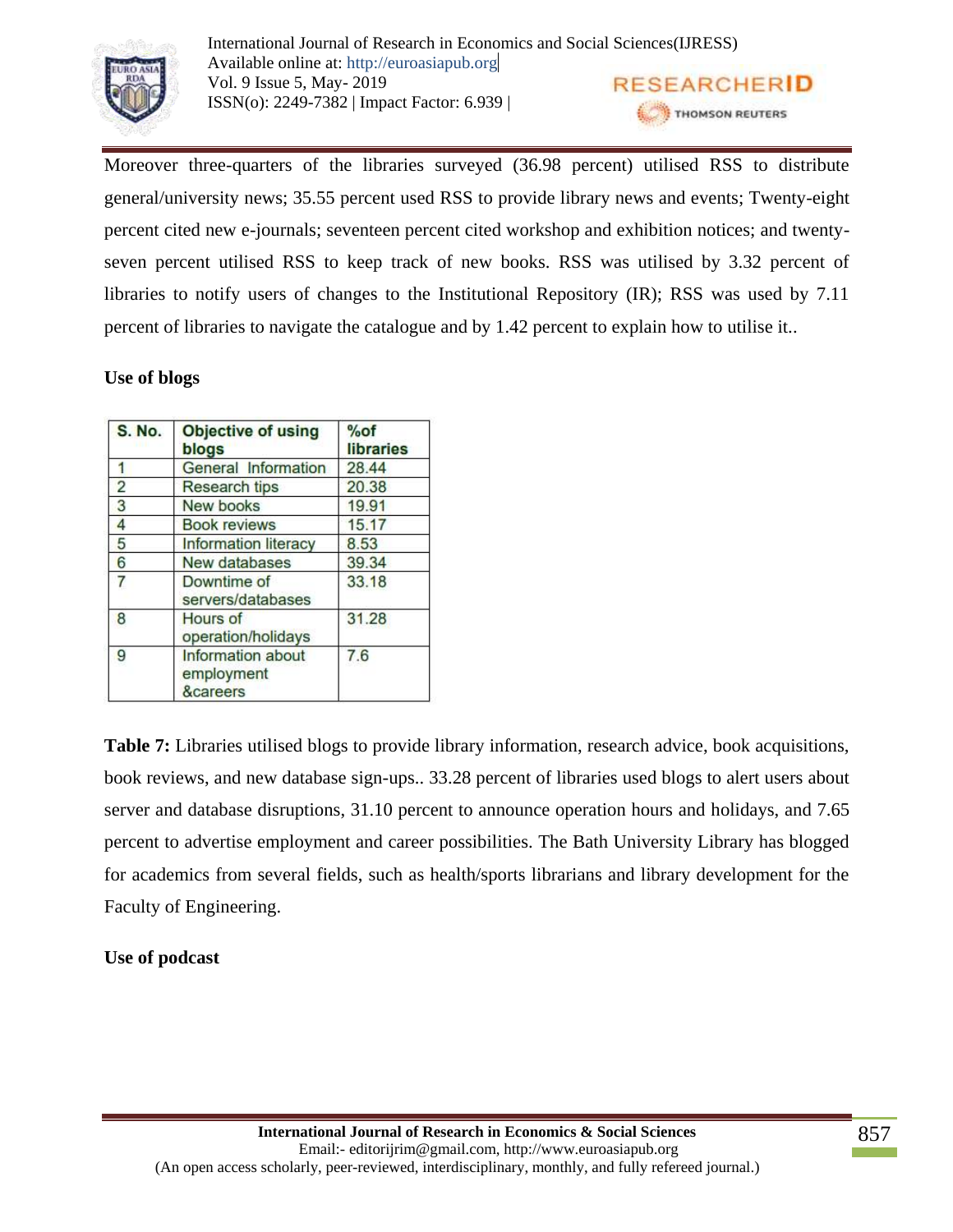Moreover three-quarters of the libraries surveyed (36.98 percent) utilised RSS to distribute general/university news; 35.55 percent used RSS to provide library news and events; Twenty-eight percent cited new e-journals; seventeen percent cited workshop and exhibition notices; and twenty-seven percent utilised RSS to keep track of new books. RSS was utilised by 3.32 percent of libraries to notify users of changes to the Institutional Repository (IR); RSS was used by 7.11 percent of libraries to navigate the catalogue and by 1.42 percent to explain how to utilise it..

**Use of blogs**

| S. No. | Objective of using blogs | %of libraries |
|---|---|---|
| 1 | General Information | 28.44 |
| 2 | Research tips | 20.38 |
| 3 | New books | 19.91 |
| 4 | Book reviews | 15.17 |
| 5 | Information literacy | 8.53 |
| 6 | New databases | 39.34 |
| 7 | Downtime of servers/databases | 33.18 |
| 8 | Hours of operation/holidays | 31.28 |
| 9 | Information about employment &careers | 7.6 |

**Table 7:** Libraries utilised blogs to provide library information, research advice, book acquisitions, book reviews, and new database sign-ups.. 33.28 percent of libraries used blogs to alert users about server and database disruptions, 31.10 percent to announce operation hours and holidays, and 7.65 percent to advertise employment and career possibilities. The Bath University Library has blogged for academics from several fields, such as health/sports librarians and library development for the Faculty of Engineering.

**Use of podcast**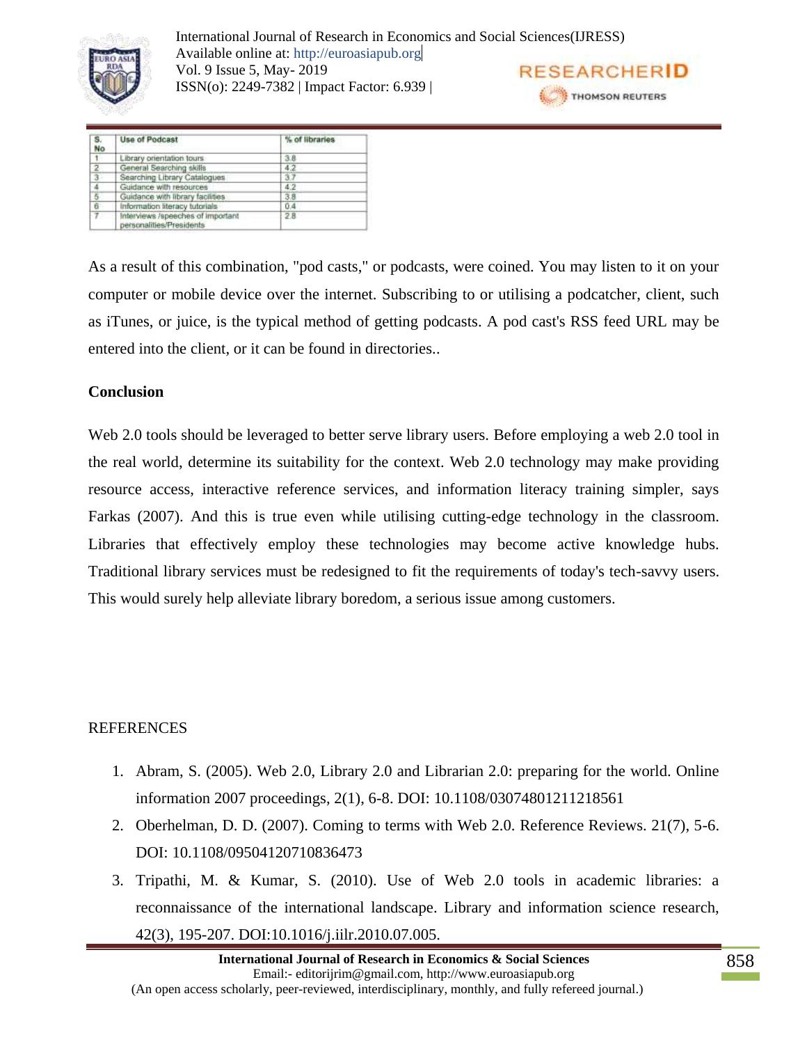| S. No | Use of Podcast | % of libraries |
|---|---|---|
| 1 | Library orientation tours | 3.8 |
| 2 | General Searching skills | 4.2 |
| 3 | Searching Library Catalogues | 3.7 |
| 4 | Guidance with resources | 4.2 |
| 5 | Guidance with library facilities | 3.8 |
| 6 | Information literacy tutorials | 0.4 |
| 7 | Interviews /speeches of important personalities/Presidents | 2.8 |

As a result of this combination, "pod casts," or podcasts, were coined. You may listen to it on your computer or mobile device over the internet. Subscribing to or utilising a podcatcher, client, such as iTunes, or juice, is the typical method of getting podcasts. A pod cast's RSS feed URL may be entered into the client, or it can be found in directories..

**Conclusion**

Web 2.0 tools should be leveraged to better serve library users. Before employing a web 2.0 tool in the real world, determine its suitability for the context. Web 2.0 technology may make providing resource access, interactive reference services, and information literacy training simpler, says Farkas (2007). And this is true even while utilising cutting-edge technology in the classroom. Libraries that effectively employ these technologies may become active knowledge hubs. Traditional library services must be redesigned to fit the requirements of today's tech-savvy users. This would surely help alleviate library boredom, a serious issue among customers.

REFERENCES

1. Abram, S. (2005). Web 2.0, Library 2.0 and Librarian 2.0: preparing for the world. Online information 2007 proceedings, 2(1), 6-8. DOI: 10.1108/03074801211218561
2. Oberhelman, D. D. (2007). Coming to terms with Web 2.0. Reference Reviews. 21(7), 5-6. DOI: 10.1108/09504120710836473
3. Tripathi, M. & Kumar, S. (2010). Use of Web 2.0 tools in academic libraries: a reconnaissance of the international landscape. Library and information science research, 42(3), 195-207. DOI:10.1016/j.iilr.2010.07.005.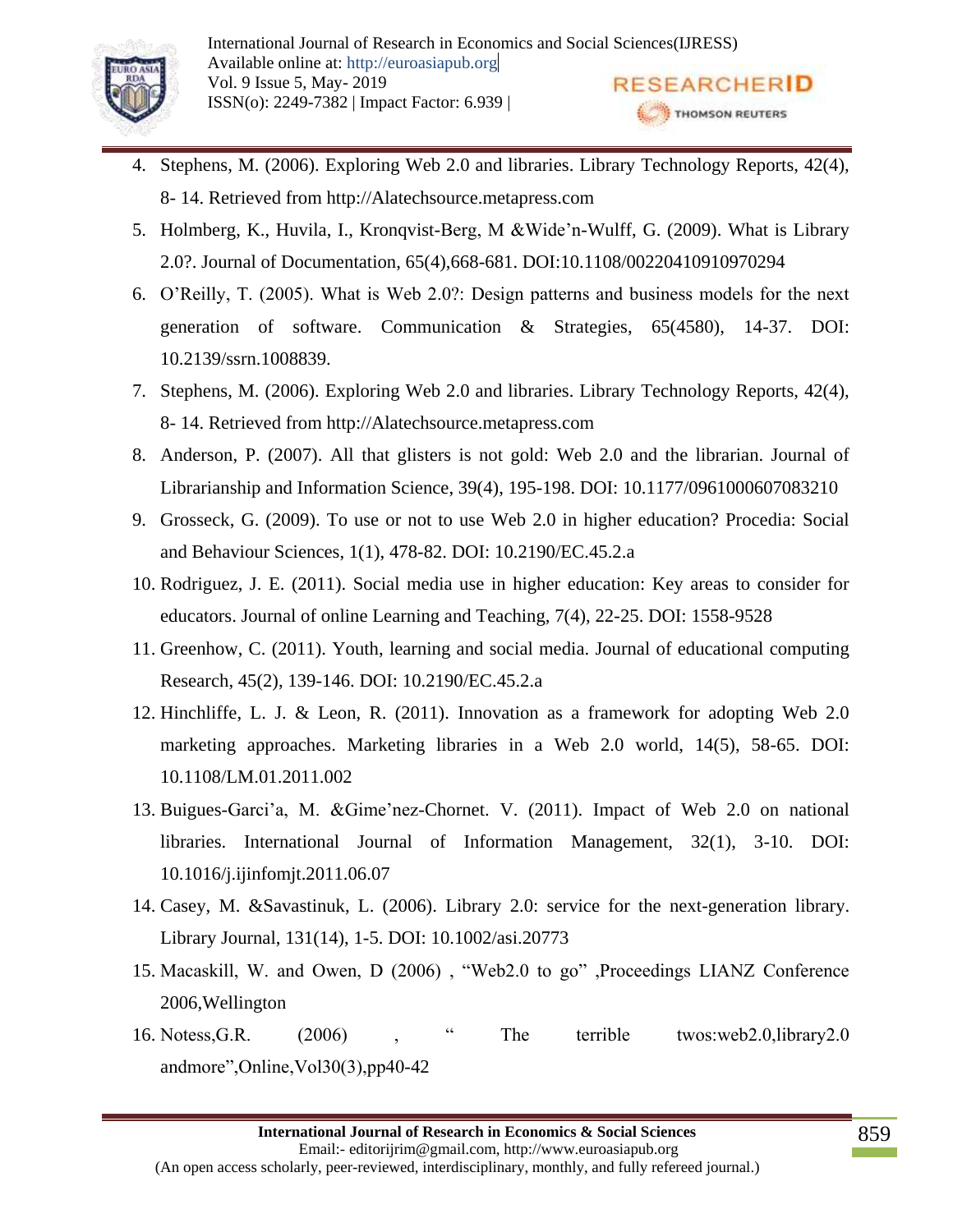4. Stephens, M. (2006). Exploring Web 2.0 and libraries. Library Technology Reports, 42(4), 8- 14. Retrieved from http://Alatechsource.metapress.com
5. Holmberg, K., Huvila, I., Kronqvist-Berg, M &Wide'n-Wulff, G. (2009). What is Library 2.0?. Journal of Documentation, 65(4),668-681. DOI:10.1108/00220410910970294
6. O'Reilly, T. (2005). What is Web 2.0?: Design patterns and business models for the next generation of software. Communication & Strategies, 65(4580), 14-37. DOI: 10.2139/ssrn.1008839.
7. Stephens, M. (2006). Exploring Web 2.0 and libraries. Library Technology Reports, 42(4), 8- 14. Retrieved from http://Alatechsource.metapress.com
8. Anderson, P. (2007). All that glisters is not gold: Web 2.0 and the librarian. Journal of Librarianship and Information Science, 39(4), 195-198. DOI: 10.1177/0961000607083210
9. Grosseck, G. (2009). To use or not to use Web 2.0 in higher education? Procedia: Social and Behaviour Sciences, 1(1), 478-82. DOI: 10.2190/EC.45.2.a
10. Rodriguez, J. E. (2011). Social media use in higher education: Key areas to consider for educators. Journal of online Learning and Teaching, 7(4), 22-25. DOI: 1558-9528
11. Greenhow, C. (2011). Youth, learning and social media. Journal of educational computing Research, 45(2), 139-146. DOI: 10.2190/EC.45.2.a
12. Hinchliffe, L. J. & Leon, R. (2011). Innovation as a framework for adopting Web 2.0 marketing approaches. Marketing libraries in a Web 2.0 world, 14(5), 58-65. DOI: 10.1108/LM.01.2011.002
13. Buigues-Garci'a, M. &Gime'nez-Chornet. V. (2011). Impact of Web 2.0 on national libraries. International Journal of Information Management, 32(1), 3-10. DOI: 10.1016/j.ijinfomjt.2011.06.07
14. Casey, M. &Savastinuk, L. (2006). Library 2.0: service for the next-generation library. Library Journal, 131(14), 1-5. DOI: 10.1002/asi.20773
15. Macaskill, W. and Owen, D (2006) , "Web2.0 to go" ,Proceedings LIANZ Conference 2006,Wellington
16. Notess,G.R. (2006) , " The terrible twos:web2.0,library2.0 andmore",Online,Vol30(3),pp40-42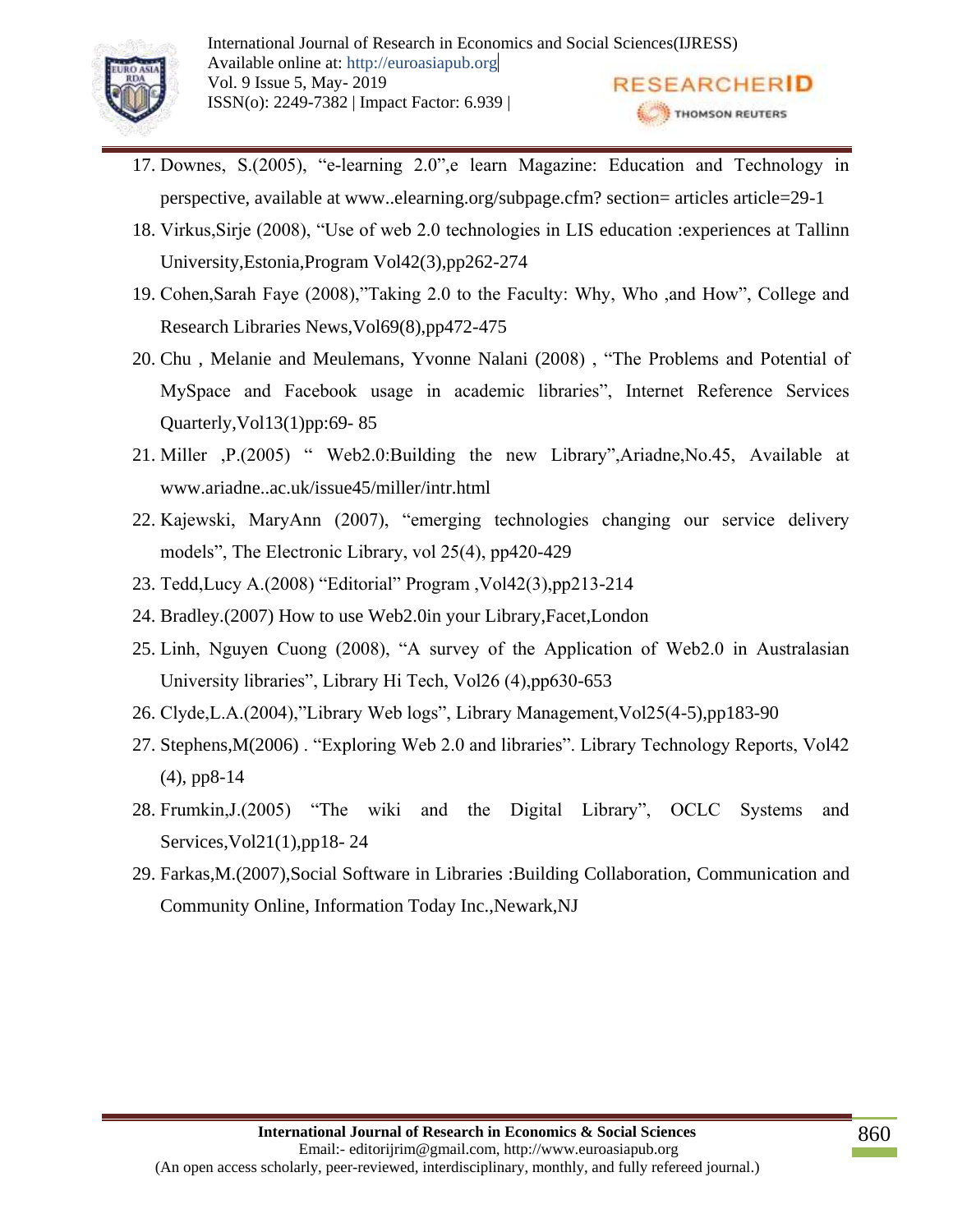17. Downes, S.(2005), "e-learning 2.0",e learn Magazine: Education and Technology in perspective, available at www..elearning.org/subpage.cfm? section= articles article=29-1
18. Virkus,Sirje (2008), "Use of web 2.0 technologies in LIS education :experiences at Tallinn University,Estonia,Program Vol42(3),pp262-274
19. Cohen,Sarah Faye (2008),"Taking 2.0 to the Faculty: Why, Who ,and How", College and Research Libraries News,Vol69(8),pp472-475
20. Chu , Melanie and Meulemans, Yvonne Nalani (2008) , "The Problems and Potential of MySpace and Facebook usage in academic libraries", Internet Reference Services Quarterly,Vol13(1)pp:69- 85
21. Miller ,P.(2005) " Web2.0:Building the new Library",Ariadne,No.45, Available at www.ariadne..ac.uk/issue45/miller/intr.html
22. Kajewski, MaryAnn (2007), "emerging technologies changing our service delivery models", The Electronic Library, vol 25(4), pp420-429
23. Tedd,Lucy A.(2008) "Editorial" Program ,Vol42(3),pp213-214
24. Bradley.(2007) How to use Web2.0in your Library,Facet,London
25. Linh, Nguyen Cuong (2008), "A survey of the Application of Web2.0 in Australasian University libraries", Library Hi Tech, Vol26 (4),pp630-653
26. Clyde,L.A.(2004),"Library Web logs", Library Management,Vol25(4-5),pp183-90
27. Stephens,M(2006) . "Exploring Web 2.0 and libraries". Library Technology Reports, Vol42 (4), pp8-14
28. Frumkin,J.(2005) "The wiki and the Digital Library", OCLC Systems and Services,Vol21(1),pp18- 24
29. Farkas,M.(2007),Social Software in Libraries :Building Collaboration, Communication and Community Online, Information Today Inc.,Newark,NJ